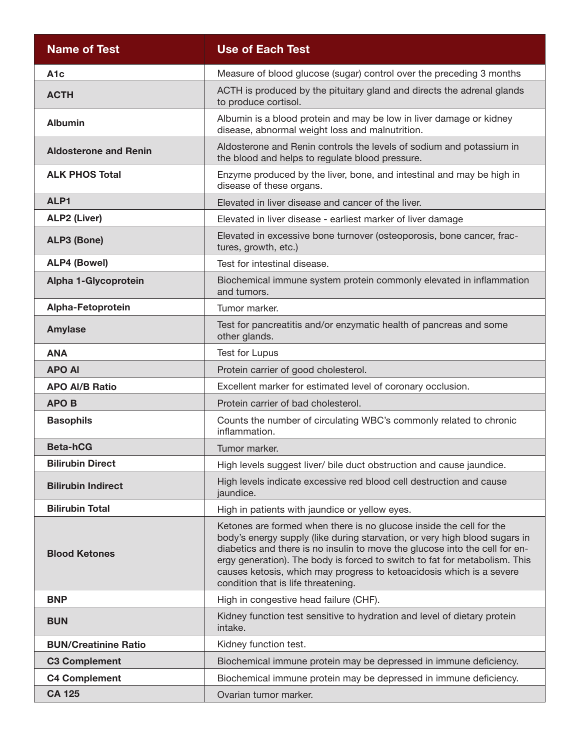| Name of Test | Use of Each Test |
|---|---|
| **A1c** | Measure of blood glucose (sugar) control over the preceding 3 months |
| **ACTH** | ACTH is produced by the pituitary gland and directs the adrenal glands to produce cortisol. |
| **Albumin** | Albumin is a blood protein and may be low in liver damage or kidney disease, abnormal weight loss and malnutrition. |
| **Aldosterone and Renin** | Aldosterone and Renin controls the levels of sodium and potassium in the blood and helps to regulate blood pressure. |
| **ALK PHOS Total** | Enzyme produced by the liver, bone, and intestinal and may be high in disease of these organs. |
| **ALP1** | Elevated in liver disease and cancer of the liver. |
| **ALP2 (Liver)** | Elevated in liver disease - earliest marker of liver damage |
| **ALP3 (Bone)** | Elevated in excessive bone turnover (osteoporosis, bone cancer, fractures, growth, etc.) |
| **ALP4 (Bowel)** | Test for intestinal disease. |
| **Alpha 1-Glycoprotein** | Biochemical immune system protein commonly elevated in inflammation and tumors. |
| **Alpha-Fetoprotein** | Tumor marker. |
| **Amylase** | Test for pancreatitis and/or enzymatic health of pancreas and some other glands. |
| **ANA** | Test for Lupus |
| **APO AI** | Protein carrier of good cholesterol. |
| **APO AI/B Ratio** | Excellent marker for estimated level of coronary occlusion. |
| **APO B** | Protein carrier of bad cholesterol. |
| **Basophils** | Counts the number of circulating WBC's commonly related to chronic inflammation. |
| **Beta-hCG** | Tumor marker. |
| **Bilirubin Direct** | High levels suggest liver/ bile duct obstruction and cause jaundice. |
| **Bilirubin Indirect** | High levels indicate excessive red blood cell destruction and cause jaundice. |
| **Bilirubin Total** | High in patients with jaundice or yellow eyes. |
| **Blood Ketones** | Ketones are formed when there is no glucose inside the cell for the body's energy supply (like during starvation, or very high blood sugars in diabetics and there is no insulin to move the glucose into the cell for energy generation). The body is forced to switch to fat for metabolism. This causes ketosis, which may progress to ketoacidosis which is a severe condition that is life threatening. |
| **BNP** | High in congestive head failure (CHF). |
| **BUN** | Kidney function test sensitive to hydration and level of dietary protein intake. |
| **BUN/Creatinine Ratio** | Kidney function test. |
| **C3 Complement** | Biochemical immune protein may be depressed in immune deficiency. |
| **C4 Complement** | Biochemical immune protein may be depressed in immune deficiency. |
| **CA 125** | Ovarian tumor marker. |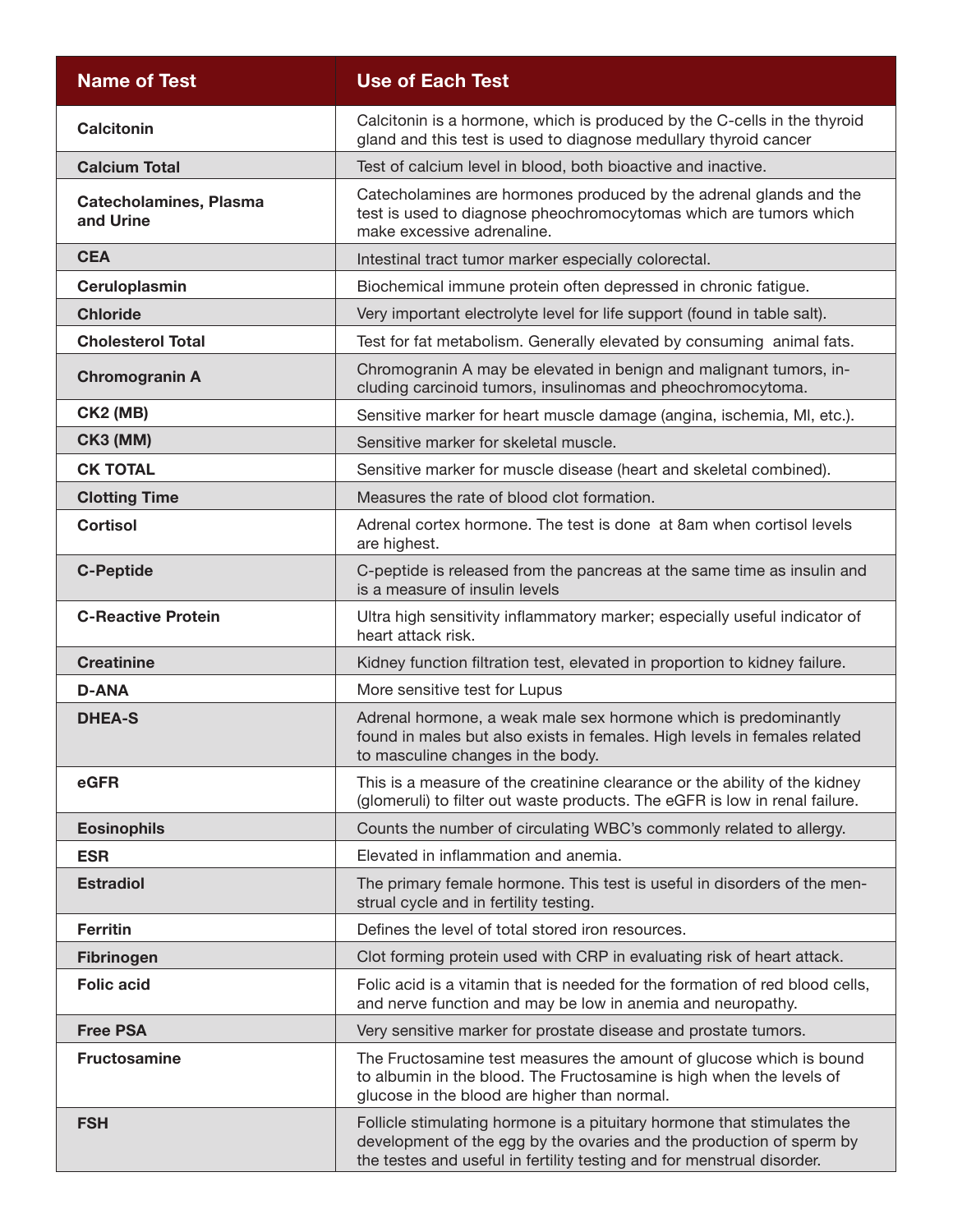| Name of Test | Use of Each Test |
| --- | --- |
| **Calcitonin** | Calcitonin is a hormone, which is produced by the C-cells in the thyroid gland and this test is used to diagnose medullary thyroid cancer |
| **Calcium Total** | Test of calcium level in blood, both bioactive and inactive. |
| **Catecholamines, Plasma and Urine** | Catecholamines are hormones produced by the adrenal glands and the test is used to diagnose pheochromocytomas which are tumors which make excessive adrenaline. |
| **CEA** | Intestinal tract tumor marker especially colorectal. |
| **Ceruloplasmin** | Biochemical immune protein often depressed in chronic fatigue. |
| **Chloride** | Very important electrolyte level for life support (found in table salt). |
| **Cholesterol Total** | Test for fat metabolism. Generally elevated by consuming animal fats. |
| **Chromogranin A** | Chromogranin A may be elevated in benign and malignant tumors, including carcinoid tumors, insulinomas and pheochromocytoma. |
| **CK2 (MB)** | Sensitive marker for heart muscle damage (angina, ischemia, MI, etc.). |
| **CK3 (MM)** | Sensitive marker for skeletal muscle. |
| **CK TOTAL** | Sensitive marker for muscle disease (heart and skeletal combined). |
| **Clotting Time** | Measures the rate of blood clot formation. |
| **Cortisol** | Adrenal cortex hormone. The test is done at 8am when cortisol levels are highest. |
| **C-Peptide** | C-peptide is released from the pancreas at the same time as insulin and is a measure of insulin levels |
| **C-Reactive Protein** | Ultra high sensitivity inflammatory marker; especially useful indicator of heart attack risk. |
| **Creatinine** | Kidney function filtration test, elevated in proportion to kidney failure. |
| **D-ANA** | More sensitive test for Lupus |
| **DHEA-S** | Adrenal hormone, a weak male sex hormone which is predominantly found in males but also exists in females. High levels in females related to masculine changes in the body. |
| **eGFR** | This is a measure of the creatinine clearance or the ability of the kidney (glomeruli) to filter out waste products. The eGFR is low in renal failure. |
| **Eosinophils** | Counts the number of circulating WBC's commonly related to allergy. |
| **ESR** | Elevated in inflammation and anemia. |
| **Estradiol** | The primary female hormone. This test is useful in disorders of the menstrual cycle and in fertility testing. |
| **Ferritin** | Defines the level of total stored iron resources. |
| **Fibrinogen** | Clot forming protein used with CRP in evaluating risk of heart attack. |
| **Folic acid** | Folic acid is a vitamin that is needed for the formation of red blood cells, and nerve function and may be low in anemia and neuropathy. |
| **Free PSA** | Very sensitive marker for prostate disease and prostate tumors. |
| **Fructosamine** | The Fructosamine test measures the amount of glucose which is bound to albumin in the blood. The Fructosamine is high when the levels of glucose in the blood are higher than normal. |
| **FSH** | Follicle stimulating hormone is a pituitary hormone that stimulates the development of the egg by the ovaries and the production of sperm by the testes and useful in fertility testing and for menstrual disorder. |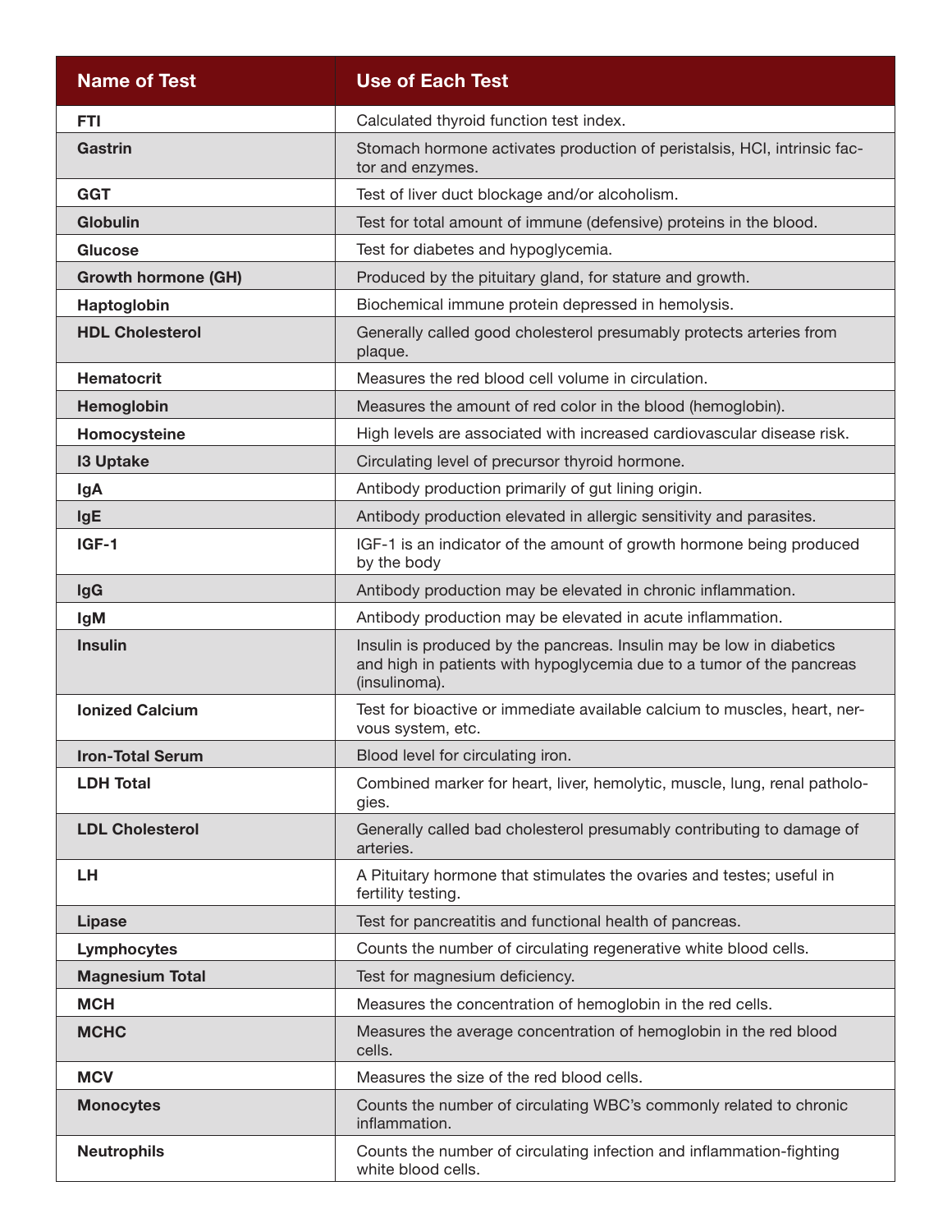| Name of Test | Use of Each Test |
|---|---|
| **FTI** | Calculated thyroid function test index. |
| **Gastrin** | Stomach hormone activates production of peristalsis, HCI, intrinsic factor and enzymes. |
| **GGT** | Test of liver duct blockage and/or alcoholism. |
| **Globulin** | Test for total amount of immune (defensive) proteins in the blood. |
| **Glucose** | Test for diabetes and hypoglycemia. |
| **Growth hormone (GH)** | Produced by the pituitary gland, for stature and growth. |
| **Haptoglobin** | Biochemical immune protein depressed in hemolysis. |
| **HDL Cholesterol** | Generally called good cholesterol presumably protects arteries from plaque. |
| **Hematocrit** | Measures the red blood cell volume in circulation. |
| **Hemoglobin** | Measures the amount of red color in the blood (hemoglobin). |
| **Homocysteine** | High levels are associated with increased cardiovascular disease risk. |
| **I3 Uptake** | Circulating level of precursor thyroid hormone. |
| **IgA** | Antibody production primarily of gut lining origin. |
| **IgE** | Antibody production elevated in allergic sensitivity and parasites. |
| **IGF-1** | IGF-1 is an indicator of the amount of growth hormone being produced by the body |
| **IgG** | Antibody production may be elevated in chronic inflammation. |
| **IgM** | Antibody production may be elevated in acute inflammation. |
| **Insulin** | Insulin is produced by the pancreas. Insulin may be low in diabetics and high in patients with hypoglycemia due to a tumor of the pancreas (insulinoma). |
| **Ionized Calcium** | Test for bioactive or immediate available calcium to muscles, heart, nervous system, etc. |
| **Iron-Total Serum** | Blood level for circulating iron. |
| **LDH Total** | Combined marker for heart, liver, hemolytic, muscle, lung, renal pathologies. |
| **LDL Cholesterol** | Generally called bad cholesterol presumably contributing to damage of arteries. |
| **LH** | A Pituitary hormone that stimulates the ovaries and testes; useful in fertility testing. |
| **Lipase** | Test for pancreatitis and functional health of pancreas. |
| **Lymphocytes** | Counts the number of circulating regenerative white blood cells. |
| **Magnesium Total** | Test for magnesium deficiency. |
| **MCH** | Measures the concentration of hemoglobin in the red cells. |
| **MCHC** | Measures the average concentration of hemoglobin in the red blood cells. |
| **MCV** | Measures the size of the red blood cells. |
| **Monocytes** | Counts the number of circulating WBC's commonly related to chronic inflammation. |
| **Neutrophils** | Counts the number of circulating infection and inflammation-fighting white blood cells. |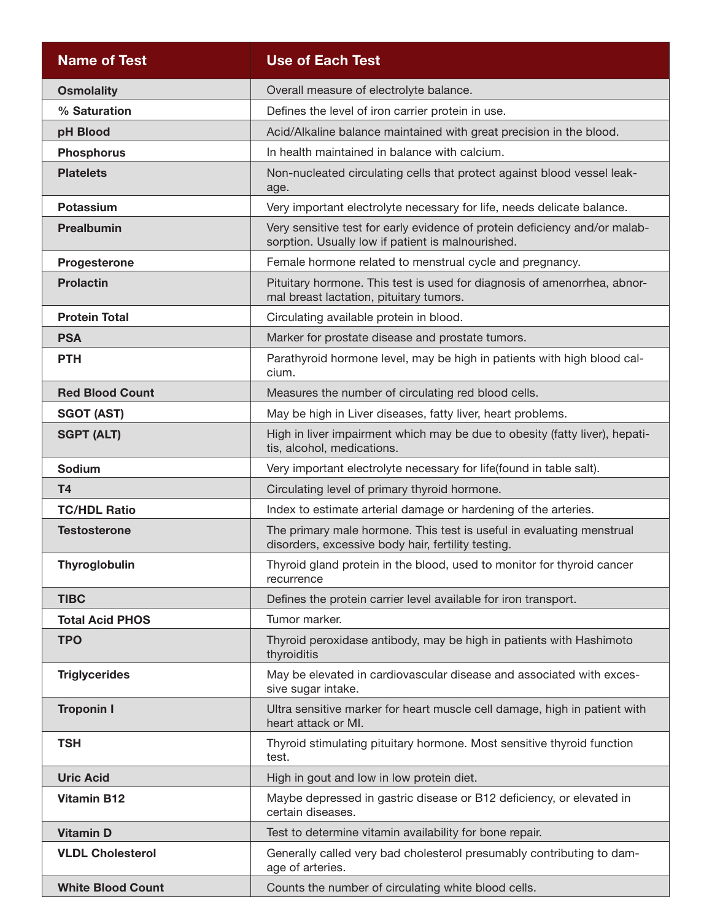| Name of Test | Use of Each Test |
| --- | --- |
| **Osmolality** | Overall measure of electrolyte balance. |
| **% Saturation** | Defines the level of iron carrier protein in use. |
| **pH Blood** | Acid/Alkaline balance maintained with great precision in the blood. |
| **Phosphorus** | In health maintained in balance with calcium. |
| **Platelets** | Non-nucleated circulating cells that protect against blood vessel leakage. |
| **Potassium** | Very important electrolyte necessary for life, needs delicate balance. |
| **Prealbumin** | Very sensitive test for early evidence of protein deficiency and/or malabsorption. Usually low if patient is malnourished. |
| **Progesterone** | Female hormone related to menstrual cycle and pregnancy. |
| **Prolactin** | Pituitary hormone. This test is used for diagnosis of amenorrhea, abnormal breast lactation, pituitary tumors. |
| **Protein Total** | Circulating available protein in blood. |
| **PSA** | Marker for prostate disease and prostate tumors. |
| **PTH** | Parathyroid hormone level, may be high in patients with high blood calcium. |
| **Red Blood Count** | Measures the number of circulating red blood cells. |
| **SGOT (AST)** | May be high in Liver diseases, fatty liver, heart problems. |
| **SGPT (ALT)** | High in liver impairment which may be due to obesity (fatty liver), hepatitis, alcohol, medications. |
| **Sodium** | Very important electrolyte necessary for life(found in table salt). |
| **T4** | Circulating level of primary thyroid hormone. |
| **TC/HDL Ratio** | Index to estimate arterial damage or hardening of the arteries. |
| **Testosterone** | The primary male hormone. This test is useful in evaluating menstrual disorders, excessive body hair, fertility testing. |
| **Thyroglobulin** | Thyroid gland protein in the blood, used to monitor for thyroid cancer recurrence |
| **TIBC** | Defines the protein carrier level available for iron transport. |
| **Total Acid PHOS** | Tumor marker. |
| **TPO** | Thyroid peroxidase antibody, may be high in patients with Hashimoto thyroiditis |
| **Triglycerides** | May be elevated in cardiovascular disease and associated with excessive sugar intake. |
| **Troponin I** | Ultra sensitive marker for heart muscle cell damage, high in patient with heart attack or MI. |
| **TSH** | Thyroid stimulating pituitary hormone. Most sensitive thyroid function test. |
| **Uric Acid** | High in gout and low in low protein diet. |
| **Vitamin B12** | Maybe depressed in gastric disease or B12 deficiency, or elevated in certain diseases. |
| **Vitamin D** | Test to determine vitamin availability for bone repair. |
| **VLDL Cholesterol** | Generally called very bad cholesterol presumably contributing to damage of arteries. |
| **White Blood Count** | Counts the number of circulating white blood cells. |